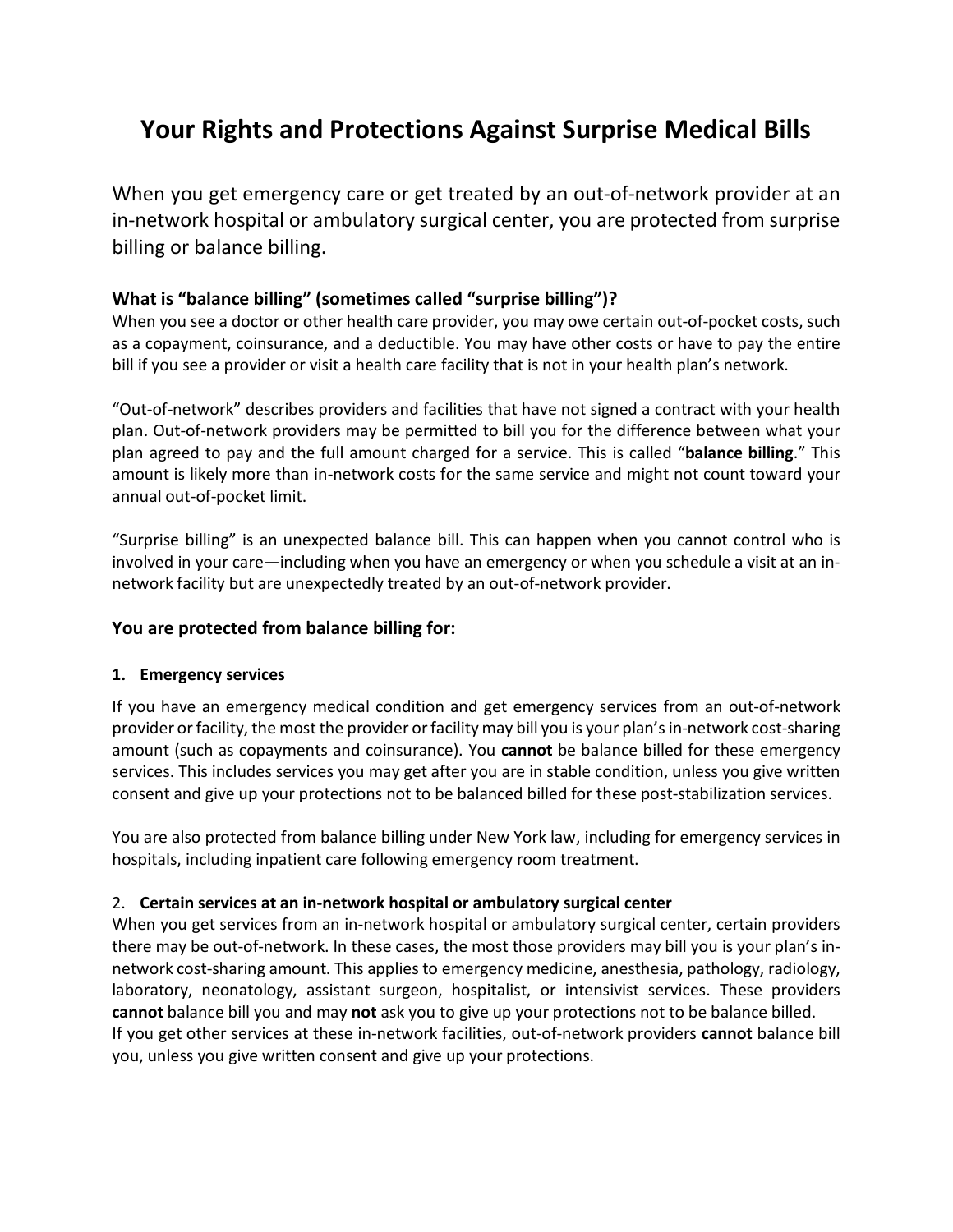# Your Rights and Protections Against Surprise Medical Bills

When you get emergency care or get treated by an out-of-network provider at an in-network hospital or ambulatory surgical center, you are protected from surprise billing or balance billing.

### What is "balance billing" (sometimes called "surprise billing")?

When you see a doctor or other health care provider, you may owe certain out-of-pocket costs, such as a copayment, coinsurance, and a deductible. You may have other costs or have to pay the entire bill if you see a provider or visit a health care facility that is not in your health plan's network.

"Out-of-network" describes providers and facilities that have not signed a contract with your health plan. Out-of-network providers may be permitted to bill you for the difference between what your plan agreed to pay and the full amount charged for a service. This is called "**balance billing**." This amount is likely more than in-network costs for the same service and might not count toward your annual out-of-pocket limit.

"Surprise billing" is an unexpected balance bill. This can happen when you cannot control who is involved in your care—including when you have an emergency or when you schedule a visit at an in-network facility but are unexpectedly treated by an out-of-network provider.

### You are protected from balance billing for:

#### 1. Emergency services

If you have an emergency medical condition and get emergency services from an out-of-network provider or facility, the most the provider or facility may bill you is your plan's in-network cost-sharing amount (such as copayments and coinsurance). You **cannot** be balance billed for these emergency services. This includes services you may get after you are in stable condition, unless you give written consent and give up your protections not to be balanced billed for these post-stabilization services.

You are also protected from balance billing under New York law, including for emergency services in hospitals, including inpatient care following emergency room treatment.

#### 2. Certain services at an in-network hospital or ambulatory surgical center

When you get services from an in-network hospital or ambulatory surgical center, certain providers there may be out-of-network. In these cases, the most those providers may bill you is your plan's in-network cost-sharing amount. This applies to emergency medicine, anesthesia, pathology, radiology, laboratory, neonatology, assistant surgeon, hospitalist, or intensivist services. These providers **cannot** balance bill you and may **not** ask you to give up your protections not to be balance billed.
If you get other services at these in-network facilities, out-of-network providers **cannot** balance bill you, unless you give written consent and give up your protections.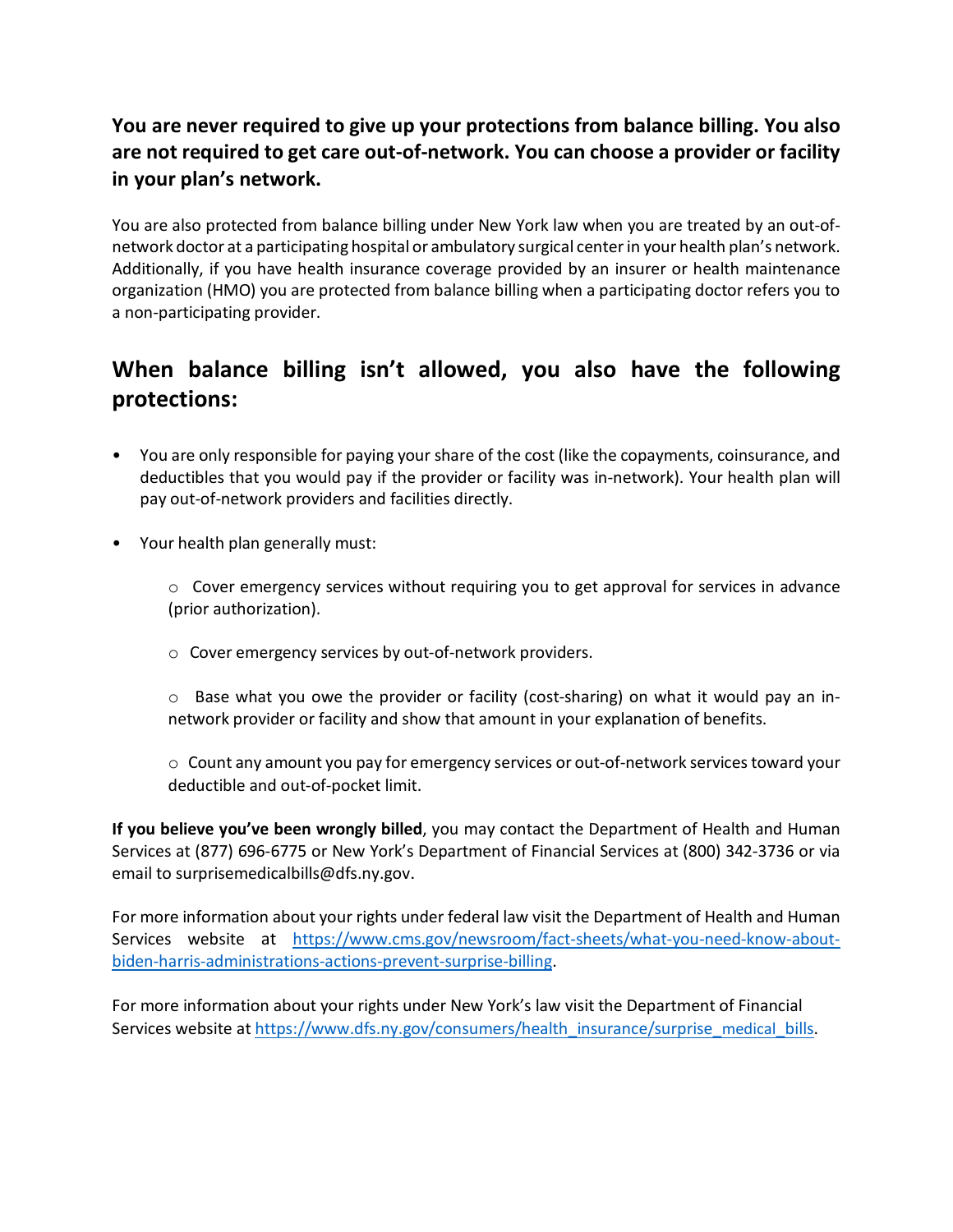**You are never required to give up your protections from balance billing. You also are not required to get care out-of-network. You can choose a provider or facility in your plan's network.**

You are also protected from balance billing under New York law when you are treated by an out-of-network doctor at a participating hospital or ambulatory surgical center in your health plan's network. Additionally, if you have health insurance coverage provided by an insurer or health maintenance organization (HMO) you are protected from balance billing when a participating doctor refers you to a non-participating provider.

## When balance billing isn't allowed, you also have the following protections:

- You are only responsible for paying your share of the cost (like the copayments, coinsurance, and deductibles that you would pay if the provider or facility was in-network). Your health plan will pay out-of-network providers and facilities directly.
- Your health plan generally must:
  - Cover emergency services without requiring you to get approval for services in advance (prior authorization).
  - Cover emergency services by out-of-network providers.
  - Base what you owe the provider or facility (cost-sharing) on what it would pay an in-network provider or facility and show that amount in your explanation of benefits.
  - Count any amount you pay for emergency services or out-of-network services toward your deductible and out-of-pocket limit.

**If you believe you've been wrongly billed**, you may contact the Department of Health and Human Services at (877) 696-6775 or New York's Department of Financial Services at (800) 342-3736 or via email to surprisemedicalbills@dfs.ny.gov.

For more information about your rights under federal law visit the Department of Health and Human Services website at https://www.cms.gov/newsroom/fact-sheets/what-you-need-know-about-biden-harris-administrations-actions-prevent-surprise-billing.

For more information about your rights under New York's law visit the Department of Financial Services website at https://www.dfs.ny.gov/consumers/health_insurance/surprise_medical_bills.